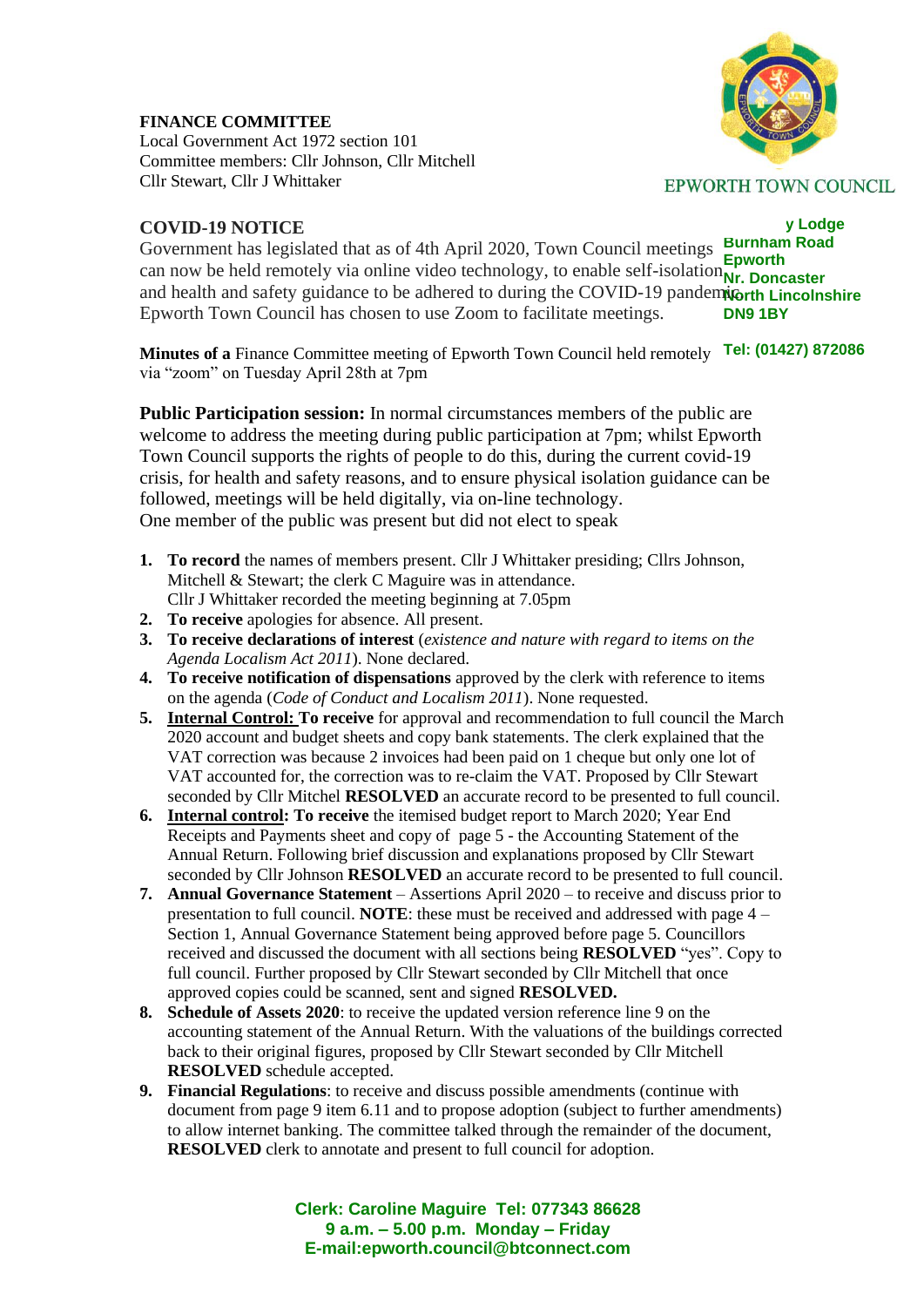**FINANCE COMMITTEE**
Local Government Act 1972 section 101
Committee members: Cllr Johnson, Cllr Mitchell
Cllr Stewart, Cllr J Whittaker

EPWORTH TOWN COUNCIL

y Lodge
Burnham Road
Epworth
Nr. Doncaster
North Lincolnshire
DN9 1BY

Tel: (01427) 872086

**COVID-19 NOTICE**
Government has legislated that as of 4th April 2020, Town Council meetings can now be held remotely via online video technology, to enable self-isolation and health and safety guidance to be adhered to during the COVID-19 pandemic. Epworth Town Council has chosen to use Zoom to facilitate meetings.

**Minutes of a** Finance Committee meeting of Epworth Town Council held remotely via "zoom" on Tuesday April 28th at 7pm

**Public Participation session:** In normal circumstances members of the public are welcome to address the meeting during public participation at 7pm; whilst Epworth Town Council supports the rights of people to do this, during the current covid-19 crisis, for health and safety reasons, and to ensure physical isolation guidance can be followed, meetings will be held digitally, via on-line technology.
One member of the public was present but did not elect to speak

1. **To record** the names of members present. Cllr J Whittaker presiding; Cllrs Johnson, Mitchell & Stewart; the clerk C Maguire was in attendance.
   Cllr J Whittaker recorded the meeting beginning at 7.05pm
2. **To receive** apologies for absence. All present.
3. **To receive declarations of interest** (*existence and nature with regard to items on the Agenda Localism Act 2011*). None declared.
4. **To receive notification of dispensations** approved by the clerk with reference to items on the agenda (*Code of Conduct and Localism 2011*). None requested.
5. **Internal Control: To receive** for approval and recommendation to full council the March 2020 account and budget sheets and copy bank statements. The clerk explained that the VAT correction was because 2 invoices had been paid on 1 cheque but only one lot of VAT accounted for, the correction was to re-claim the VAT. Proposed by Cllr Stewart seconded by Cllr Mitchel **RESOLVED** an accurate record to be presented to full council.
6. **Internal control: To receive** the itemised budget report to March 2020; Year End Receipts and Payments sheet and copy of page 5 - the Accounting Statement of the Annual Return. Following brief discussion and explanations proposed by Cllr Stewart seconded by Cllr Johnson **RESOLVED** an accurate record to be presented to full council.
7. **Annual Governance Statement** – Assertions April 2020 – to receive and discuss prior to presentation to full council. **NOTE**: these must be received and addressed with page 4 – Section 1, Annual Governance Statement being approved before page 5. Councillors received and discussed the document with all sections being **RESOLVED** "yes". Copy to full council. Further proposed by Cllr Stewart seconded by Cllr Mitchell that once approved copies could be scanned, sent and signed **RESOLVED.**
8. **Schedule of Assets 2020**: to receive the updated version reference line 9 on the accounting statement of the Annual Return. With the valuations of the buildings corrected back to their original figures, proposed by Cllr Stewart seconded by Cllr Mitchell **RESOLVED** schedule accepted.
9. **Financial Regulations**: to receive and discuss possible amendments (continue with document from page 9 item 6.11 and to propose adoption (subject to further amendments) to allow internet banking. The committee talked through the remainder of the document, **RESOLVED** clerk to annotate and present to full council for adoption.

Clerk: Caroline Maguire Tel: 077343 86628
9 a.m. – 5.00 p.m. Monday – Friday
E-mail:epworth.council@btconnect.com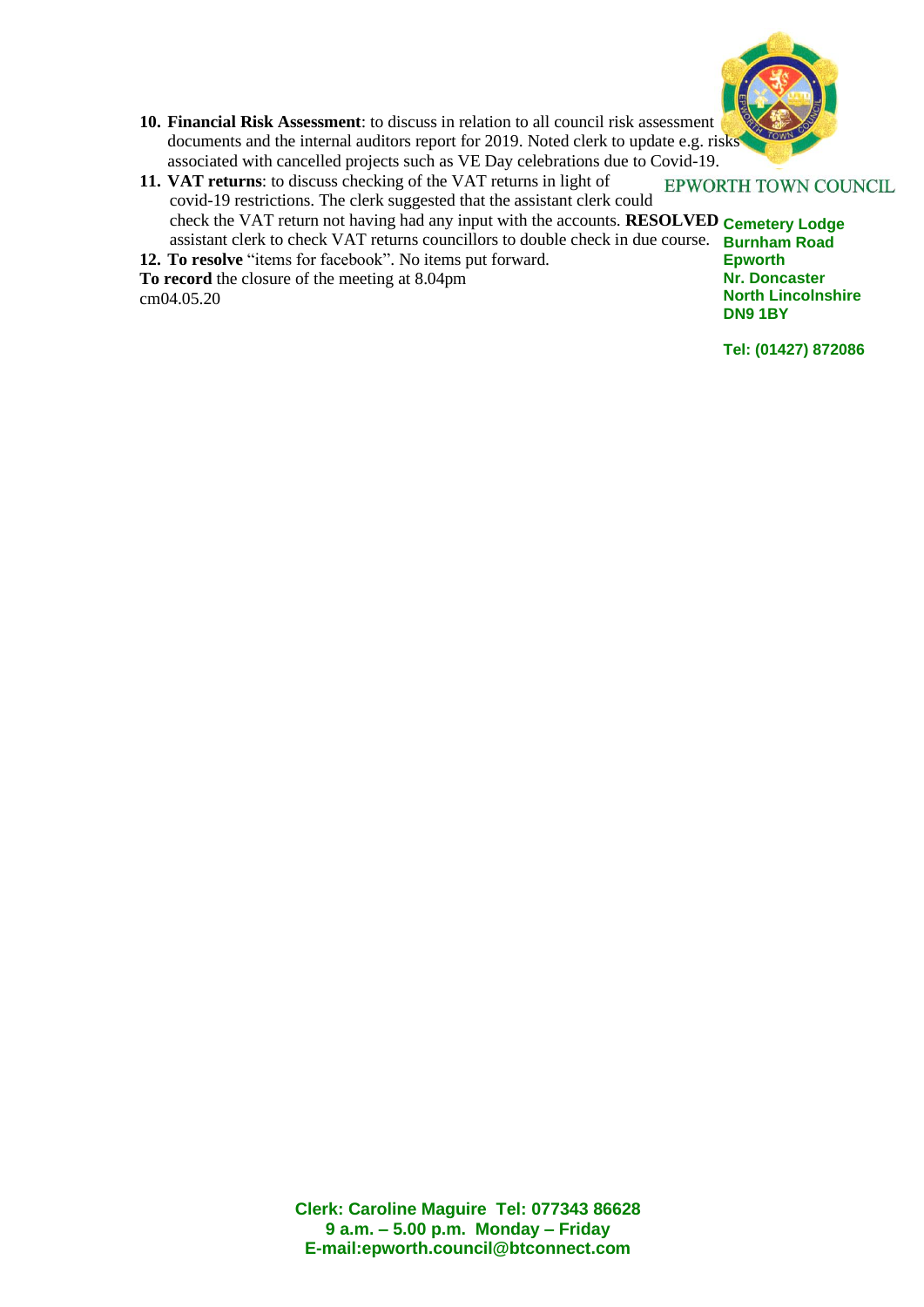10. **Financial Risk Assessment**: to discuss in relation to all council risk assessment documents and the internal auditors report for 2019. Noted clerk to update e.g. risks associated with cancelled projects such as VE Day celebrations due to Covid-19.
11. **VAT returns**: to discuss checking of the VAT returns in light of covid-19 restrictions. The clerk suggested that the assistant clerk could check the VAT return not having had any input with the accounts. **RESOLVED** assistant clerk to check VAT returns councillors to double check in due course.
12. **To resolve** "items for facebook". No items put forward.

**To record** the closure of the meeting at 8.04pm

cm04.05.20

EPWORTH TOWN COUNCIL

**Cemetery Lodge**
**Burnham Road**
**Epworth**
**Nr. Doncaster**
**North Lincolnshire**
**DN9 1BY**

**Tel: (01427) 872086**

**Clerk: Caroline Maguire Tel: 077343 86628**
**9 a.m. – 5.00 p.m. Monday – Friday**
**E-mail:epworth.council@btconnect.com**